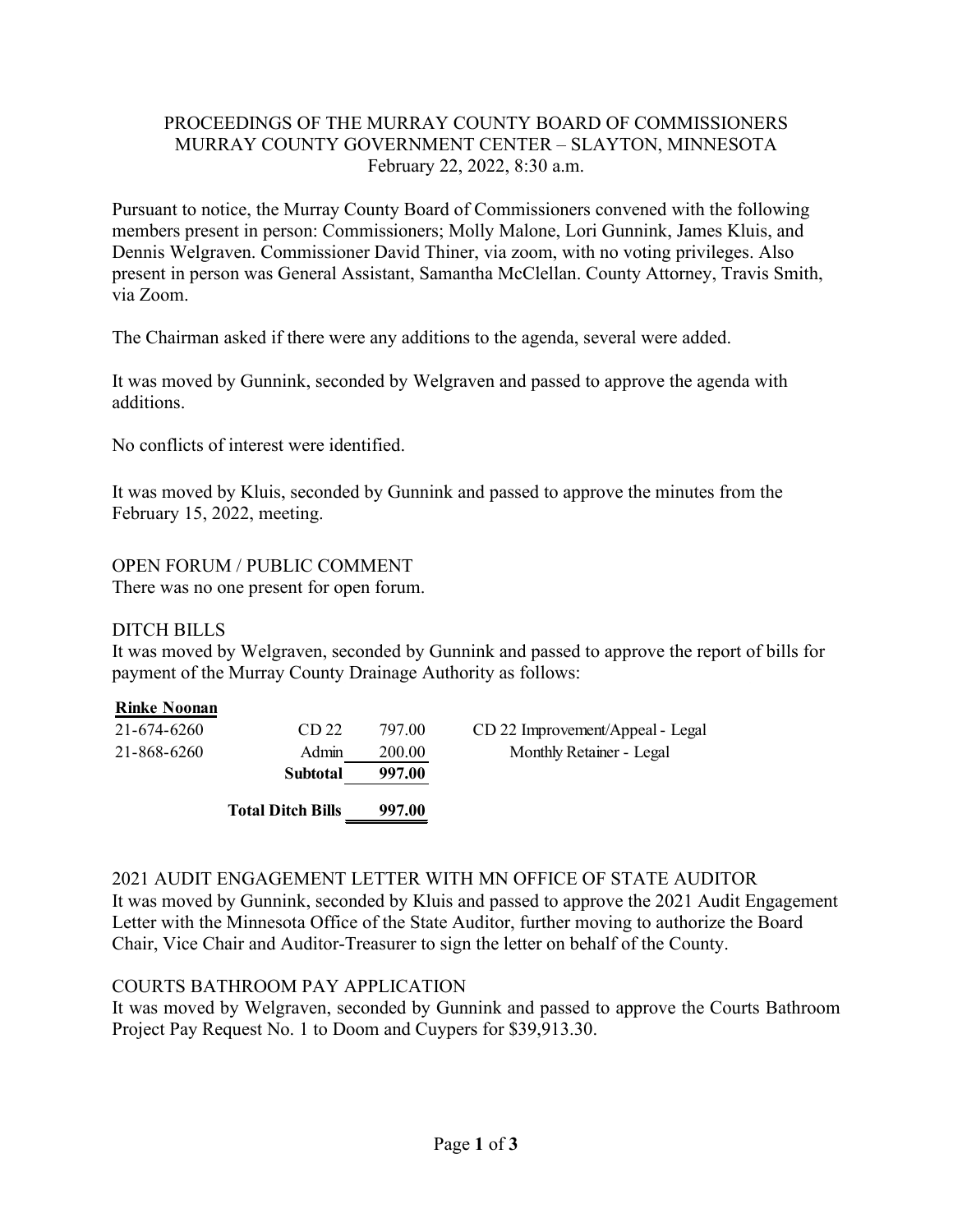PROCEEDINGS OF THE MURRAY COUNTY BOARD OF COMMISSIONERS
MURRAY COUNTY GOVERNMENT CENTER – SLAYTON, MINNESOTA
February 22, 2022, 8:30 a.m.

Pursuant to notice, the Murray County Board of Commissioners convened with the following members present in person: Commissioners; Molly Malone, Lori Gunnink, James Kluis, and Dennis Welgraven. Commissioner David Thiner, via zoom, with no voting privileges. Also present in person was General Assistant, Samantha McClellan. County Attorney, Travis Smith, via Zoom.

The Chairman asked if there were any additions to the agenda, several were added.

It was moved by Gunnink, seconded by Welgraven and passed to approve the agenda with additions.

No conflicts of interest were identified.

It was moved by Kluis, seconded by Gunnink and passed to approve the minutes from the February 15, 2022, meeting.

OPEN FORUM / PUBLIC COMMENT
There was no one present for open forum.

DITCH BILLS
It was moved by Welgraven, seconded by Gunnink and passed to approve the report of bills for payment of the Murray County Drainage Authority as follows:

| **Rinke Noonan** | | | |
|---|---|---|---|
| 21-674-6260 | CD 22 | 797.00 | CD 22 Improvement/Appeal - Legal |
| 21-868-6260 | Admin | 200.00 | Monthly Retainer - Legal |
| | **Subtotal** | **997.00** | |
| | **Total Ditch Bills** | **997.00** | |

2021 AUDIT ENGAGEMENT LETTER WITH MN OFFICE OF STATE AUDITOR
It was moved by Gunnink, seconded by Kluis and passed to approve the 2021 Audit Engagement Letter with the Minnesota Office of the State Auditor, further moving to authorize the Board Chair, Vice Chair and Auditor-Treasurer to sign the letter on behalf of the County.

COURTS BATHROOM PAY APPLICATION
It was moved by Welgraven, seconded by Gunnink and passed to approve the Courts Bathroom Project Pay Request No. 1 to Doom and Cuypers for $39,913.30.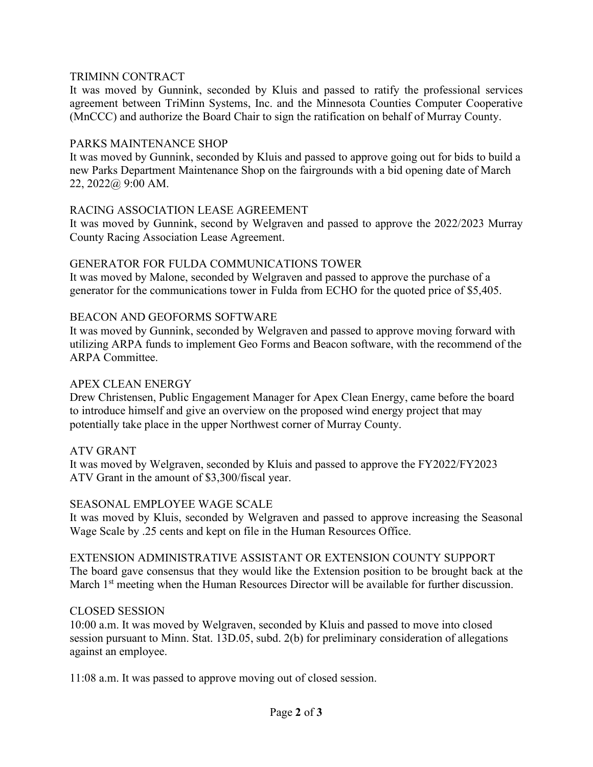## TRIMINN CONTRACT

It was moved by Gunnink, seconded by Kluis and passed to ratify the professional services agreement between TriMinn Systems, Inc. and the Minnesota Counties Computer Cooperative (MnCCC) and authorize the Board Chair to sign the ratification on behalf of Murray County.

## PARKS MAINTENANCE SHOP

It was moved by Gunnink, seconded by Kluis and passed to approve going out for bids to build a new Parks Department Maintenance Shop on the fairgrounds with a bid opening date of March 22, 2022@ 9:00 AM.

## RACING ASSOCIATION LEASE AGREEMENT

It was moved by Gunnink, second by Welgraven and passed to approve the 2022/2023 Murray County Racing Association Lease Agreement.

## GENERATOR FOR FULDA COMMUNICATIONS TOWER

It was moved by Malone, seconded by Welgraven and passed to approve the purchase of a generator for the communications tower in Fulda from ECHO for the quoted price of $5,405.

## BEACON AND GEOFORMS SOFTWARE

It was moved by Gunnink, seconded by Welgraven and passed to approve moving forward with utilizing ARPA funds to implement Geo Forms and Beacon software, with the recommend of the ARPA Committee.

## APEX CLEAN ENERGY

Drew Christensen, Public Engagement Manager for Apex Clean Energy, came before the board to introduce himself and give an overview on the proposed wind energy project that may potentially take place in the upper Northwest corner of Murray County.

## ATV GRANT

It was moved by Welgraven, seconded by Kluis and passed to approve the FY2022/FY2023 ATV Grant in the amount of $3,300/fiscal year.

## SEASONAL EMPLOYEE WAGE SCALE

It was moved by Kluis, seconded by Welgraven and passed to approve increasing the Seasonal Wage Scale by .25 cents and kept on file in the Human Resources Office.

## EXTENSION ADMINISTRATIVE ASSISTANT OR EXTENSION COUNTY SUPPORT

The board gave consensus that they would like the Extension position to be brought back at the March 1st meeting when the Human Resources Director will be available for further discussion.

## CLOSED SESSION

10:00 a.m. It was moved by Welgraven, seconded by Kluis and passed to move into closed session pursuant to Minn. Stat. 13D.05, subd. 2(b) for preliminary consideration of allegations against an employee.

11:08 a.m. It was passed to approve moving out of closed session.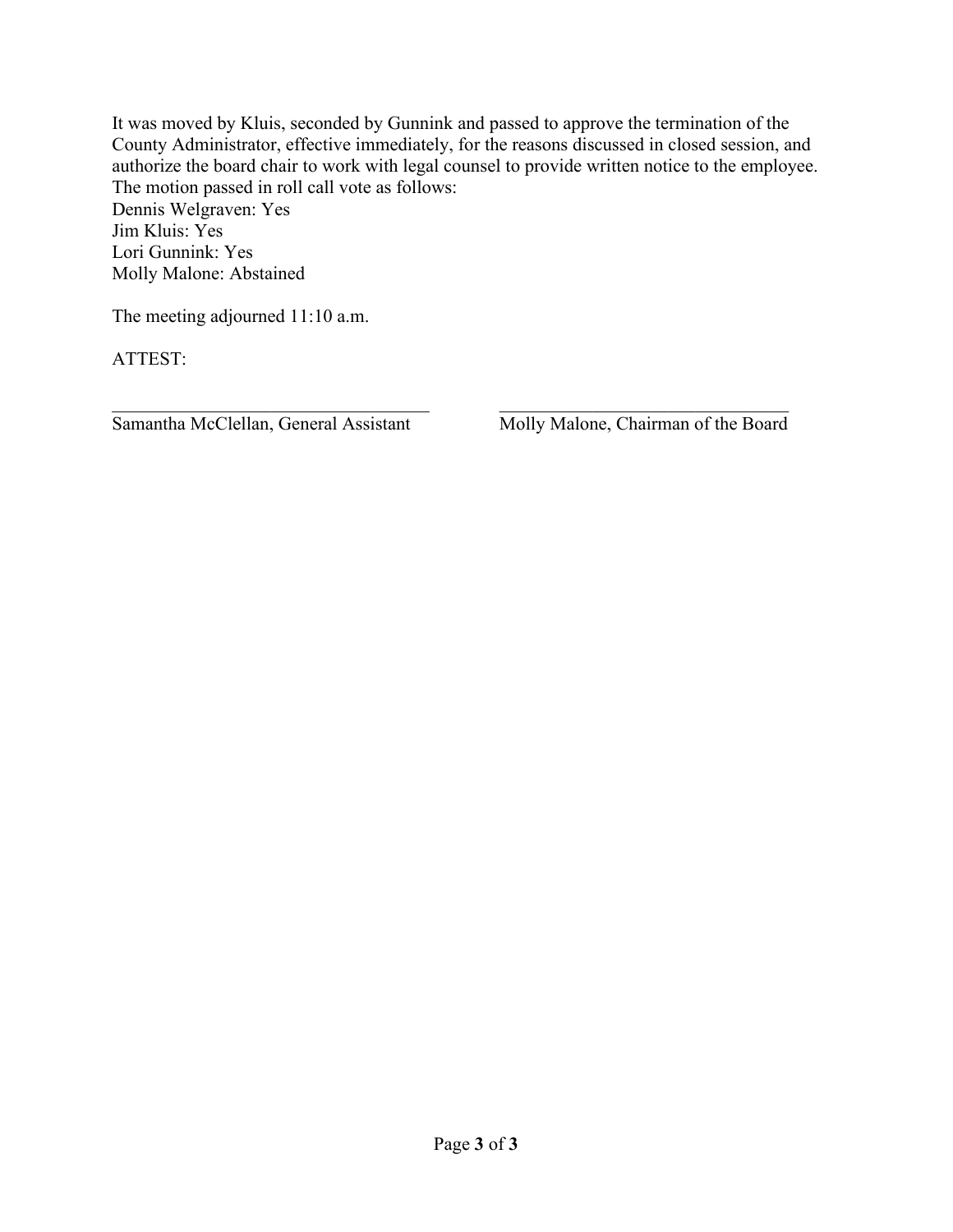It was moved by Kluis, seconded by Gunnink and passed to approve the termination of the County Administrator, effective immediately, for the reasons discussed in closed session, and authorize the board chair to work with legal counsel to provide written notice to the employee. The motion passed in roll call vote as follows:
Dennis Welgraven: Yes
Jim Kluis: Yes
Lori Gunnink: Yes
Molly Malone: Abstained

The meeting adjourned 11:10 a.m.

ATTEST:

\_\_\_\_\_\_\_\_\_\_\_\_\_\_\_\_\_\_\_\_\_\_\_\_\_\_\_\_\_\_\_\_\_\_\_
Samantha McClellan, General Assistant

\_\_\_\_\_\_\_\_\_\_\_\_\_\_\_\_\_\_\_\_\_\_\_\_\_\_\_\_\_\_\_\_\_\_\_
Molly Malone, Chairman of the Board